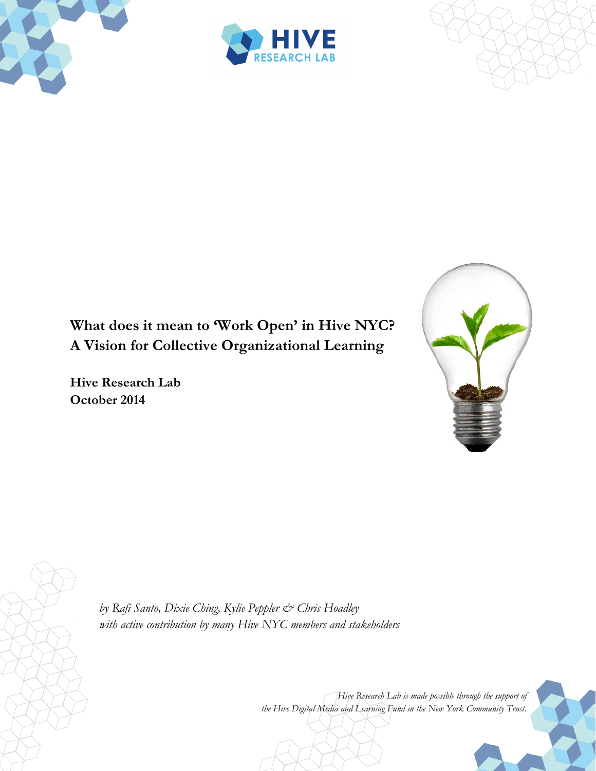HIVE RESEARCH LAB

# What does it mean to 'Work Open' in Hive NYC? A Vision for Collective Organizational Learning

**Hive Research Lab**
**October 2014**

*by Rafi Santo, Dixie Ching, Kylie Peppler & Chris Hoadley*
*with active contribution by many Hive NYC members and stakeholders*

*Hive Research Lab is made possible through the support of the Hive Digital Media and Learning Fund in the New York Community Trust.*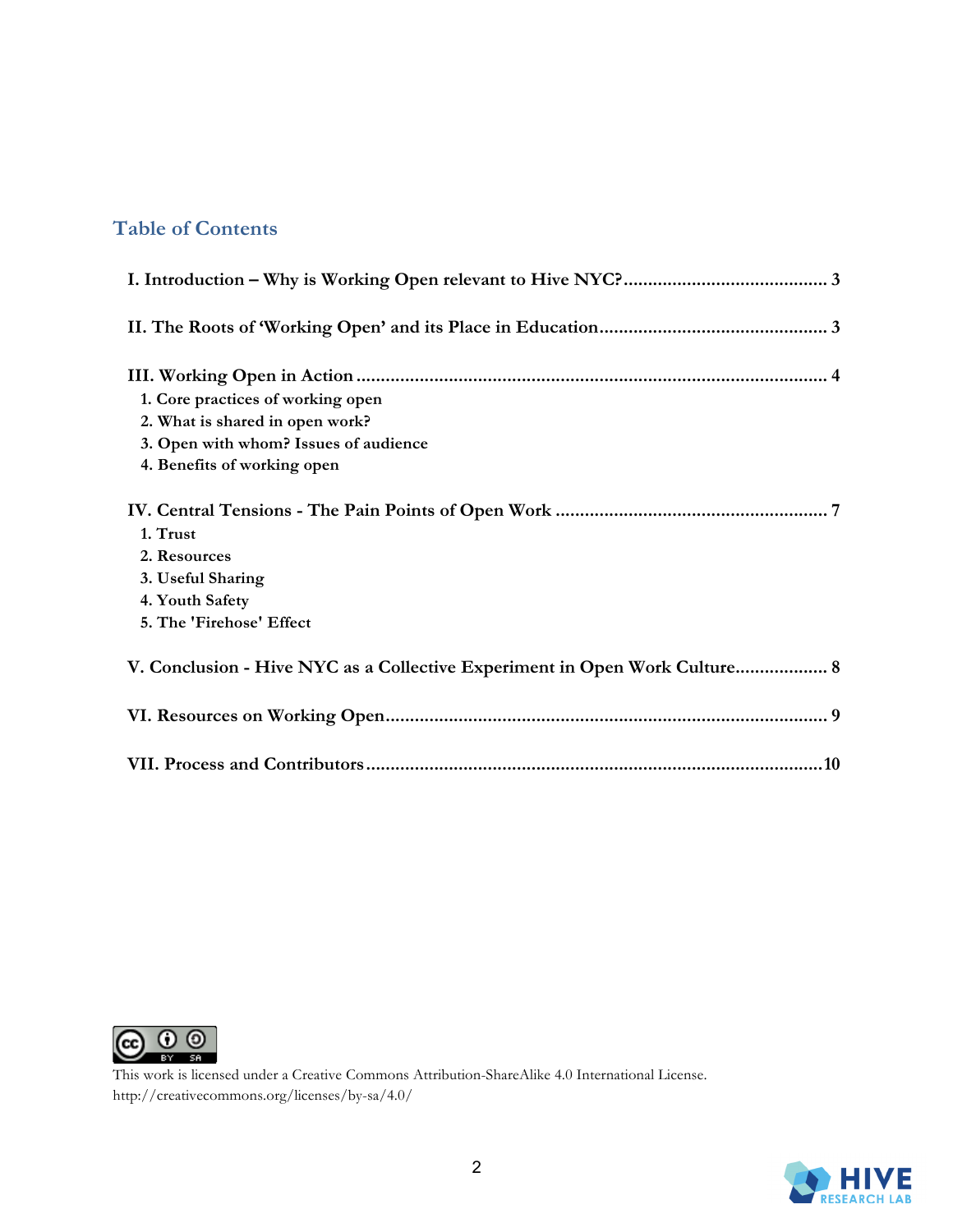## Table of Contents

**I. Introduction – Why is Working Open relevant to Hive NYC?** .......................................... 3

**II. The Roots of 'Working Open' and its Place in Education** .............................................. 3

**III. Working Open in Action** ................................................................................................. 4

1. Core practices of working open
2. What is shared in open work?
3. Open with whom? Issues of audience
4. Benefits of working open

**IV. Central Tensions - The Pain Points of Open Work** ........................................................ 7

1. Trust
2. Resources
3. Useful Sharing
4. Youth Safety
5. The 'Firehose' Effect

**V. Conclusion - Hive NYC as a Collective Experiment in Open Work Culture** ................... 8

**VI. Resources on Working Open** .......................................................................................... 9

**VII. Process and Contributors** ............................................................................................. 10

This work is licensed under a Creative Commons Attribution-ShareAlike 4.0 International License.
http://creativecommons.org/licenses/by-sa/4.0/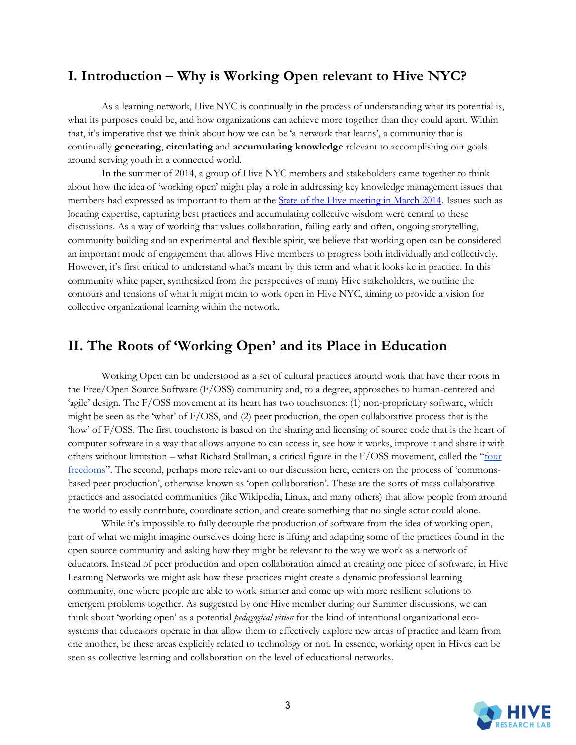## I. Introduction – Why is Working Open relevant to Hive NYC?

As a learning network, Hive NYC is continually in the process of understanding what its potential is, what its purposes could be, and how organizations can achieve more together than they could apart. Within that, it's imperative that we think about how we can be 'a network that learns', a community that is continually **generating**, **circulating** and **accumulating knowledge** relevant to accomplishing our goals around serving youth in a connected world.

In the summer of 2014, a group of Hive NYC members and stakeholders came together to think about how the idea of 'working open' might play a role in addressing key knowledge management issues that members had expressed as important to them at the State of the Hive meeting in March 2014. Issues such as locating expertise, capturing best practices and accumulating collective wisdom were central to these discussions. As a way of working that values collaboration, failing early and often, ongoing storytelling, community building and an experimental and flexible spirit, we believe that working open can be considered an important mode of engagement that allows Hive members to progress both individually and collectively. However, it's first critical to understand what's meant by this term and what it looks ke in practice. In this community white paper, synthesized from the perspectives of many Hive stakeholders, we outline the contours and tensions of what it might mean to work open in Hive NYC, aiming to provide a vision for collective organizational learning within the network.

## II. The Roots of 'Working Open' and its Place in Education

Working Open can be understood as a set of cultural practices around work that have their roots in the Free/Open Source Software (F/OSS) community and, to a degree, approaches to human-centered and 'agile' design. The F/OSS movement at its heart has two touchstones: (1) non-proprietary software, which might be seen as the 'what' of F/OSS, and (2) peer production, the open collaborative process that is the 'how' of F/OSS. The first touchstone is based on the sharing and licensing of source code that is the heart of computer software in a way that allows anyone to can access it, see how it works, improve it and share it with others without limitation – what Richard Stallman, a critical figure in the F/OSS movement, called the "four freedoms". The second, perhaps more relevant to our discussion here, centers on the process of 'commons-based peer production', otherwise known as 'open collaboration'. These are the sorts of mass collaborative practices and associated communities (like Wikipedia, Linux, and many others) that allow people from around the world to easily contribute, coordinate action, and create something that no single actor could alone.

While it's impossible to fully decouple the production of software from the idea of working open, part of what we might imagine ourselves doing here is lifting and adapting some of the practices found in the open source community and asking how they might be relevant to the way we work as a network of educators. Instead of peer production and open collaboration aimed at creating one piece of software, in Hive Learning Networks we might ask how these practices might create a dynamic professional learning community, one where people are able to work smarter and come up with more resilient solutions to emergent problems together. As suggested by one Hive member during our Summer discussions, we can think about 'working open' as a potential *pedagogical vision* for the kind of intentional organizational eco-systems that educators operate in that allow them to effectively explore new areas of practice and learn from one another, be these areas explicitly related to technology or not. In essence, working open in Hives can be seen as collective learning and collaboration on the level of educational networks.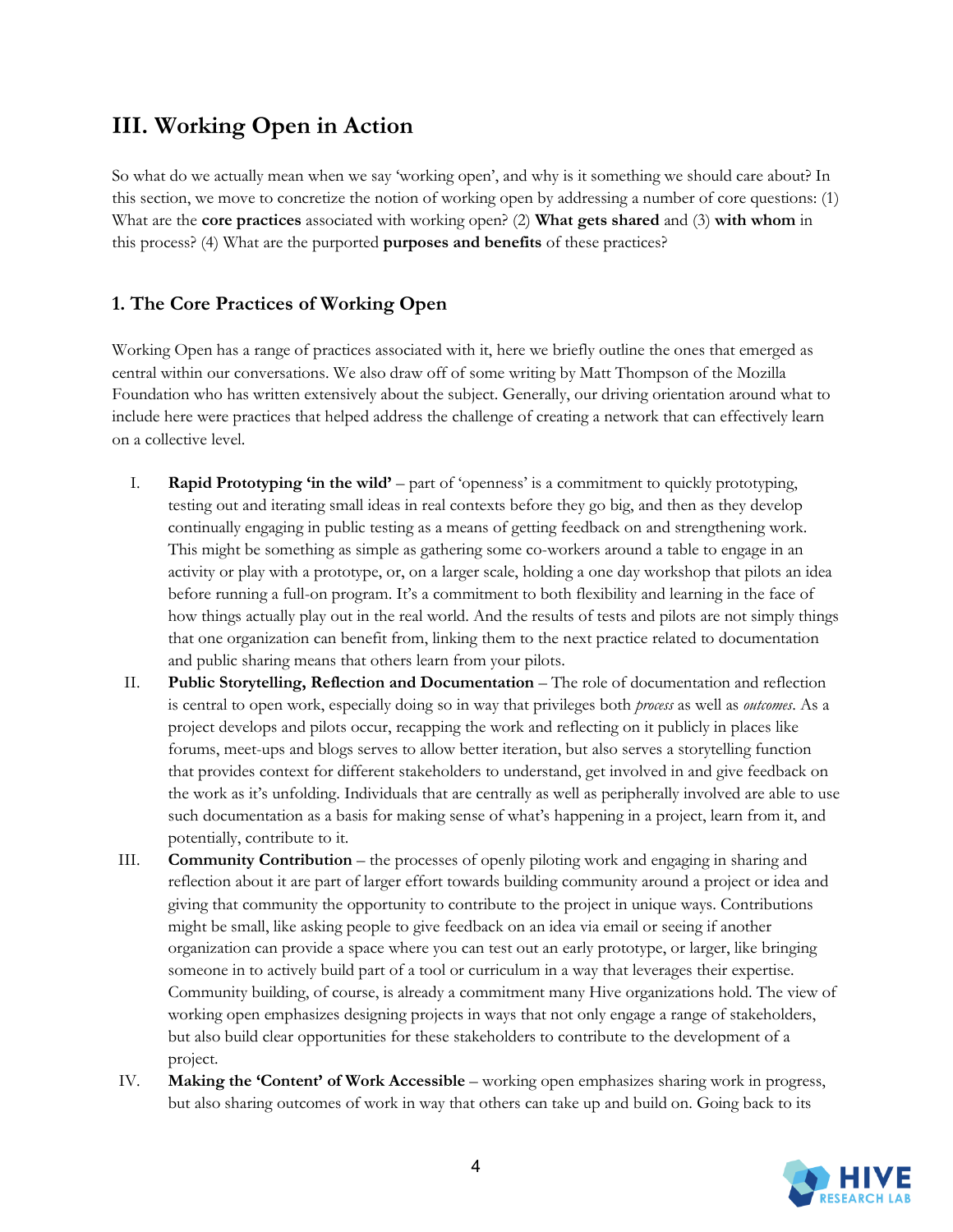## III. Working Open in Action

So what do we actually mean when we say 'working open', and why is it something we should care about? In this section, we move to concretize the notion of working open by addressing a number of core questions: (1) What are the **core practices** associated with working open? (2) **What gets shared** and (3) **with whom** in this process? (4) What are the purported **purposes and benefits** of these practices?

### 1. The Core Practices of Working Open

Working Open has a range of practices associated with it, here we briefly outline the ones that emerged as central within our conversations. We also draw off of some writing by Matt Thompson of the Mozilla Foundation who has written extensively about the subject. Generally, our driving orientation around what to include here were practices that helped address the challenge of creating a network that can effectively learn on a collective level.

I. **Rapid Prototyping 'in the wild'** – part of 'openness' is a commitment to quickly prototyping, testing out and iterating small ideas in real contexts before they go big, and then as they develop continually engaging in public testing as a means of getting feedback on and strengthening work. This might be something as simple as gathering some co-workers around a table to engage in an activity or play with a prototype, or, on a larger scale, holding a one day workshop that pilots an idea before running a full-on program. It's a commitment to both flexibility and learning in the face of how things actually play out in the real world. And the results of tests and pilots are not simply things that one organization can benefit from, linking them to the next practice related to documentation and public sharing means that others learn from your pilots.

II. **Public Storytelling, Reflection and Documentation** – The role of documentation and reflection is central to open work, especially doing so in way that privileges both *process* as well as *outcomes*. As a project develops and pilots occur, recapping the work and reflecting on it publicly in places like forums, meet-ups and blogs serves to allow better iteration, but also serves a storytelling function that provides context for different stakeholders to understand, get involved in and give feedback on the work as it's unfolding. Individuals that are centrally as well as peripherally involved are able to use such documentation as a basis for making sense of what's happening in a project, learn from it, and potentially, contribute to it.

III. **Community Contribution** – the processes of openly piloting work and engaging in sharing and reflection about it are part of larger effort towards building community around a project or idea and giving that community the opportunity to contribute to the project in unique ways. Contributions might be small, like asking people to give feedback on an idea via email or seeing if another organization can provide a space where you can test out an early prototype, or larger, like bringing someone in to actively build part of a tool or curriculum in a way that leverages their expertise. Community building, of course, is already a commitment many Hive organizations hold. The view of working open emphasizes designing projects in ways that not only engage a range of stakeholders, but also build clear opportunities for these stakeholders to contribute to the development of a project.

IV. **Making the 'Content' of Work Accessible** – working open emphasizes sharing work in progress, but also sharing outcomes of work in way that others can take up and build on. Going back to its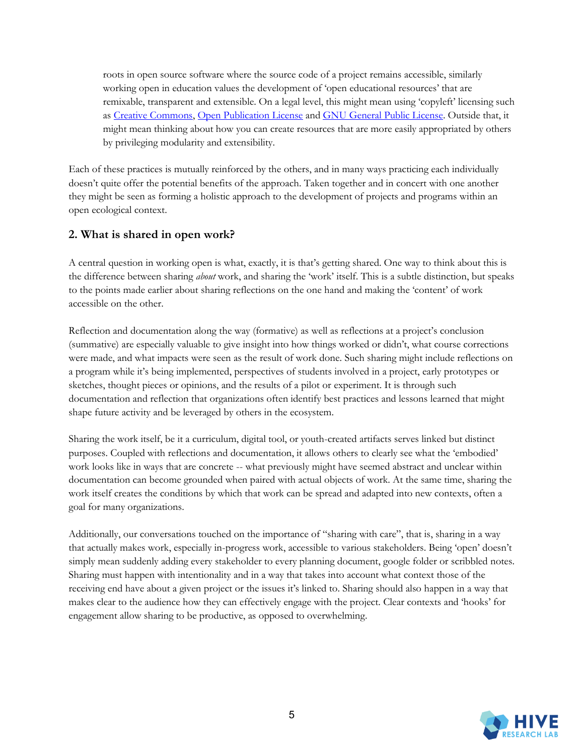roots in open source software where the source code of a project remains accessible, similarly working open in education values the development of 'open educational resources' that are remixable, transparent and extensible. On a legal level, this might mean using 'copyleft' licensing such as Creative Commons, Open Publication License and GNU General Public License. Outside that, it might mean thinking about how you can create resources that are more easily appropriated by others by privileging modularity and extensibility.

Each of these practices is mutually reinforced by the others, and in many ways practicing each individually doesn't quite offer the potential benefits of the approach. Taken together and in concert with one another they might be seen as forming a holistic approach to the development of projects and programs within an open ecological context.

## 2. What is shared in open work?

A central question in working open is what, exactly, it is that's getting shared. One way to think about this is the difference between sharing *about* work, and sharing the 'work' itself. This is a subtle distinction, but speaks to the points made earlier about sharing reflections on the one hand and making the 'content' of work accessible on the other.

Reflection and documentation along the way (formative) as well as reflections at a project's conclusion (summative) are especially valuable to give insight into how things worked or didn't, what course corrections were made, and what impacts were seen as the result of work done. Such sharing might include reflections on a program while it's being implemented, perspectives of students involved in a project, early prototypes or sketches, thought pieces or opinions, and the results of a pilot or experiment. It is through such documentation and reflection that organizations often identify best practices and lessons learned that might shape future activity and be leveraged by others in the ecosystem.

Sharing the work itself, be it a curriculum, digital tool, or youth-created artifacts serves linked but distinct purposes. Coupled with reflections and documentation, it allows others to clearly see what the 'embodied' work looks like in ways that are concrete -- what previously might have seemed abstract and unclear within documentation can become grounded when paired with actual objects of work. At the same time, sharing the work itself creates the conditions by which that work can be spread and adapted into new contexts, often a goal for many organizations.

Additionally, our conversations touched on the importance of "sharing with care", that is, sharing in a way that actually makes work, especially in-progress work, accessible to various stakeholders. Being 'open' doesn't simply mean suddenly adding every stakeholder to every planning document, google folder or scribbled notes. Sharing must happen with intentionality and in a way that takes into account what context those of the receiving end have about a given project or the issues it's linked to. Sharing should also happen in a way that makes clear to the audience how they can effectively engage with the project. Clear contexts and 'hooks' for engagement allow sharing to be productive, as opposed to overwhelming.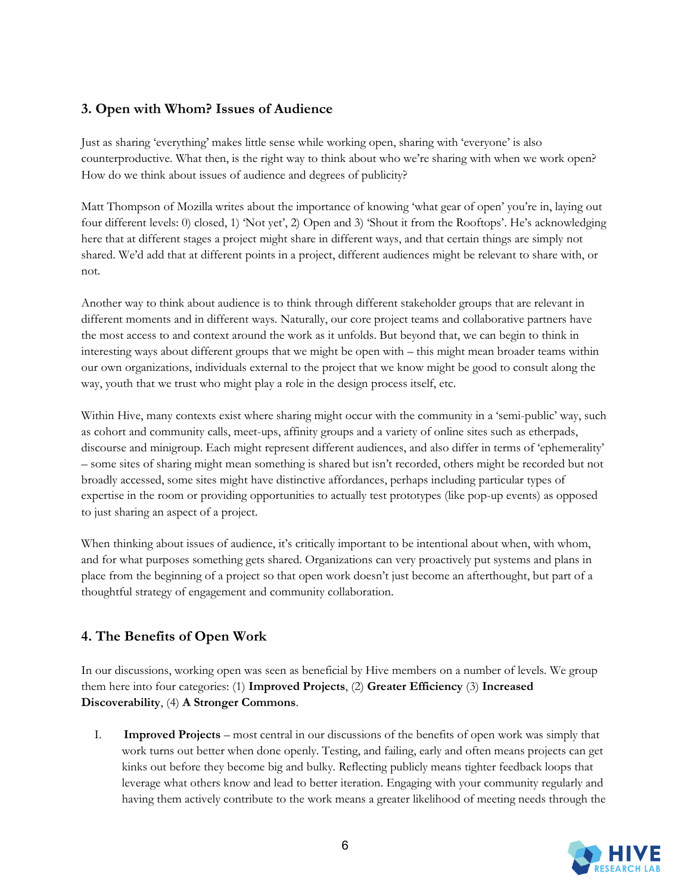## 3. Open with Whom? Issues of Audience

Just as sharing 'everything' makes little sense while working open, sharing with 'everyone' is also counterproductive. What then, is the right way to think about who we're sharing with when we work open? How do we think about issues of audience and degrees of publicity?

Matt Thompson of Mozilla writes about the importance of knowing 'what gear of open' you're in, laying out four different levels: 0) closed, 1) 'Not yet', 2) Open and 3) 'Shout it from the Rooftops'. He's acknowledging here that at different stages a project might share in different ways, and that certain things are simply not shared. We'd add that at different points in a project, different audiences might be relevant to share with, or not.

Another way to think about audience is to think through different stakeholder groups that are relevant in different moments and in different ways. Naturally, our core project teams and collaborative partners have the most access to and context around the work as it unfolds. But beyond that, we can begin to think in interesting ways about different groups that we might be open with – this might mean broader teams within our own organizations, individuals external to the project that we know might be good to consult along the way, youth that we trust who might play a role in the design process itself, etc.

Within Hive, many contexts exist where sharing might occur with the community in a 'semi-public' way, such as cohort and community calls, meet-ups, affinity groups and a variety of online sites such as etherpads, discourse and minigroup. Each might represent different audiences, and also differ in terms of 'ephemerality' – some sites of sharing might mean something is shared but isn't recorded, others might be recorded but not broadly accessed, some sites might have distinctive affordances, perhaps including particular types of expertise in the room or providing opportunities to actually test prototypes (like pop-up events) as opposed to just sharing an aspect of a project.

When thinking about issues of audience, it's critically important to be intentional about when, with whom, and for what purposes something gets shared. Organizations can very proactively put systems and plans in place from the beginning of a project so that open work doesn't just become an afterthought, but part of a thoughtful strategy of engagement and community collaboration.

## 4. The Benefits of Open Work

In our discussions, working open was seen as beneficial by Hive members on a number of levels. We group them here into four categories: (1) **Improved Projects**, (2) **Greater Efficiency** (3) **Increased Discoverability**, (4) **A Stronger Commons**.

I. **Improved Projects** – most central in our discussions of the benefits of open work was simply that work turns out better when done openly. Testing, and failing, early and often means projects can get kinks out before they become big and bulky. Reflecting publicly means tighter feedback loops that leverage what others know and lead to better iteration. Engaging with your community regularly and having them actively contribute to the work means a greater likelihood of meeting needs through the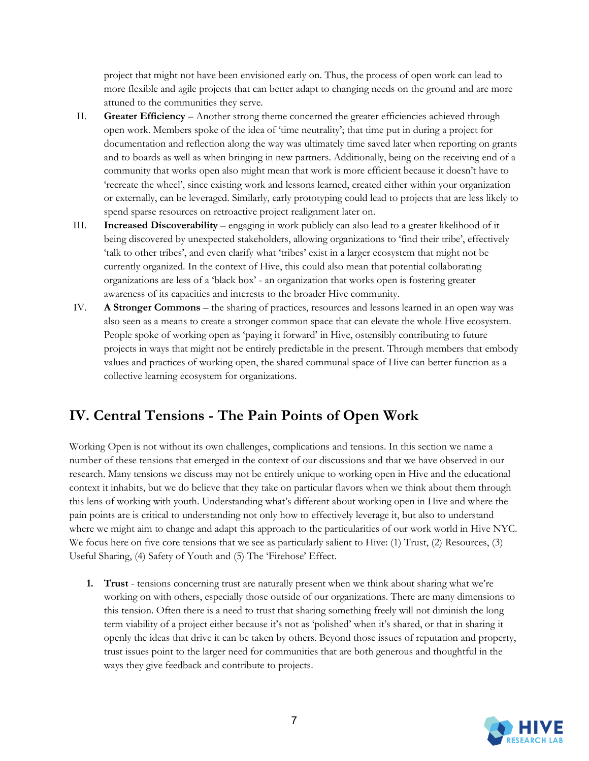project that might not have been envisioned early on. Thus, the process of open work can lead to more flexible and agile projects that can better adapt to changing needs on the ground and are more attuned to the communities they serve.

II. **Greater Efficiency** – Another strong theme concerned the greater efficiencies achieved through open work. Members spoke of the idea of 'time neutrality'; that time put in during a project for documentation and reflection along the way was ultimately time saved later when reporting on grants and to boards as well as when bringing in new partners. Additionally, being on the receiving end of a community that works open also might mean that work is more efficient because it doesn't have to 'recreate the wheel', since existing work and lessons learned, created either within your organization or externally, can be leveraged. Similarly, early prototyping could lead to projects that are less likely to spend sparse resources on retroactive project realignment later on.

III. **Increased Discoverability** – engaging in work publicly can also lead to a greater likelihood of it being discovered by unexpected stakeholders, allowing organizations to 'find their tribe', effectively 'talk to other tribes', and even clarify what 'tribes' exist in a larger ecosystem that might not be currently organized. In the context of Hive, this could also mean that potential collaborating organizations are less of a 'black box' - an organization that works open is fostering greater awareness of its capacities and interests to the broader Hive community.

IV. **A Stronger Commons** – the sharing of practices, resources and lessons learned in an open way was also seen as a means to create a stronger common space that can elevate the whole Hive ecosystem. People spoke of working open as 'paying it forward' in Hive, ostensibly contributing to future projects in ways that might not be entirely predictable in the present. Through members that embody values and practices of working open, the shared communal space of Hive can better function as a collective learning ecosystem for organizations.

## IV. Central Tensions - The Pain Points of Open Work

Working Open is not without its own challenges, complications and tensions. In this section we name a number of these tensions that emerged in the context of our discussions and that we have observed in our research. Many tensions we discuss may not be entirely unique to working open in Hive and the educational context it inhabits, but we do believe that they take on particular flavors when we think about them through this lens of working with youth. Understanding what's different about working open in Hive and where the pain points are is critical to understanding not only how to effectively leverage it, but also to understand where we might aim to change and adapt this approach to the particularities of our work world in Hive NYC. We focus here on five core tensions that we see as particularly salient to Hive: (1) Trust, (2) Resources, (3) Useful Sharing, (4) Safety of Youth and (5) The 'Firehose' Effect.

1. **Trust** - tensions concerning trust are naturally present when we think about sharing what we're working on with others, especially those outside of our organizations. There are many dimensions to this tension. Often there is a need to trust that sharing something freely will not diminish the long term viability of a project either because it's not as 'polished' when it's shared, or that in sharing it openly the ideas that drive it can be taken by others. Beyond those issues of reputation and property, trust issues point to the larger need for communities that are both generous and thoughtful in the ways they give feedback and contribute to projects.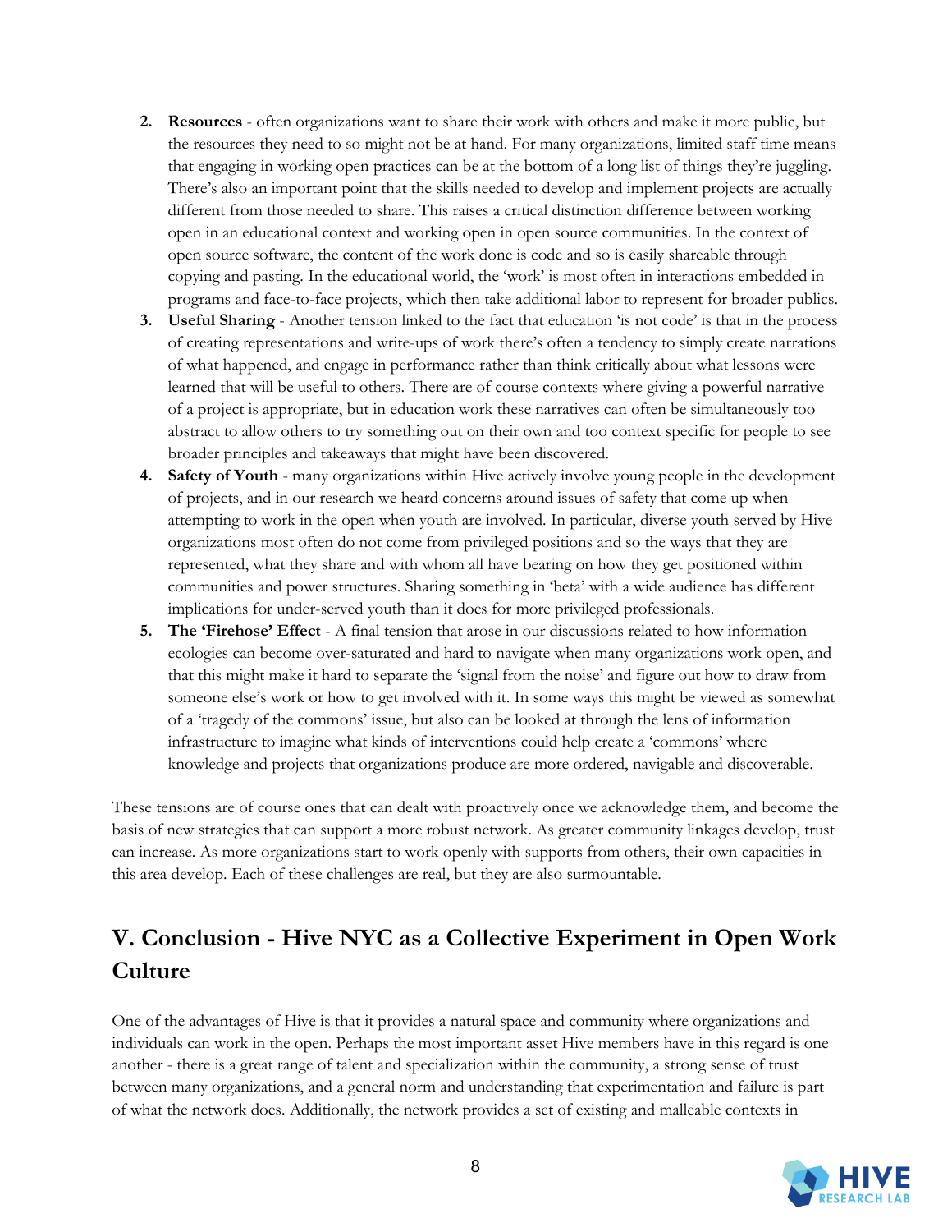2. **Resources** - often organizations want to share their work with others and make it more public, but the resources they need to so might not be at hand. For many organizations, limited staff time means that engaging in working open practices can be at the bottom of a long list of things they're juggling. There's also an important point that the skills needed to develop and implement projects are actually different from those needed to share. This raises a critical distinction difference between working open in an educational context and working open in open source communities. In the context of open source software, the content of the work done is code and so is easily shareable through copying and pasting. In the educational world, the 'work' is most often in interactions embedded in programs and face-to-face projects, which then take additional labor to represent for broader publics.
3. **Useful Sharing** - Another tension linked to the fact that education 'is not code' is that in the process of creating representations and write-ups of work there's often a tendency to simply create narrations of what happened, and engage in performance rather than think critically about what lessons were learned that will be useful to others. There are of course contexts where giving a powerful narrative of a project is appropriate, but in education work these narratives can often be simultaneously too abstract to allow others to try something out on their own and too context specific for people to see broader principles and takeaways that might have been discovered.
4. **Safety of Youth** - many organizations within Hive actively involve young people in the development of projects, and in our research we heard concerns around issues of safety that come up when attempting to work in the open when youth are involved. In particular, diverse youth served by Hive organizations most often do not come from privileged positions and so the ways that they are represented, what they share and with whom all have bearing on how they get positioned within communities and power structures. Sharing something in 'beta' with a wide audience has different implications for under-served youth than it does for more privileged professionals.
5. **The 'Firehose' Effect** - A final tension that arose in our discussions related to how information ecologies can become over-saturated and hard to navigate when many organizations work open, and that this might make it hard to separate the 'signal from the noise' and figure out how to draw from someone else's work or how to get involved with it. In some ways this might be viewed as somewhat of a 'tragedy of the commons' issue, but also can be looked at through the lens of information infrastructure to imagine what kinds of interventions could help create a 'commons' where knowledge and projects that organizations produce are more ordered, navigable and discoverable.

These tensions are of course ones that can dealt with proactively once we acknowledge them, and become the basis of new strategies that can support a more robust network. As greater community linkages develop, trust can increase. As more organizations start to work openly with supports from others, their own capacities in this area develop. Each of these challenges are real, but they are also surmountable.

## V. Conclusion - Hive NYC as a Collective Experiment in Open Work Culture

One of the advantages of Hive is that it provides a natural space and community where organizations and individuals can work in the open. Perhaps the most important asset Hive members have in this regard is one another - there is a great range of talent and specialization within the community, a strong sense of trust between many organizations, and a general norm and understanding that experimentation and failure is part of what the network does. Additionally, the network provides a set of existing and malleable contexts in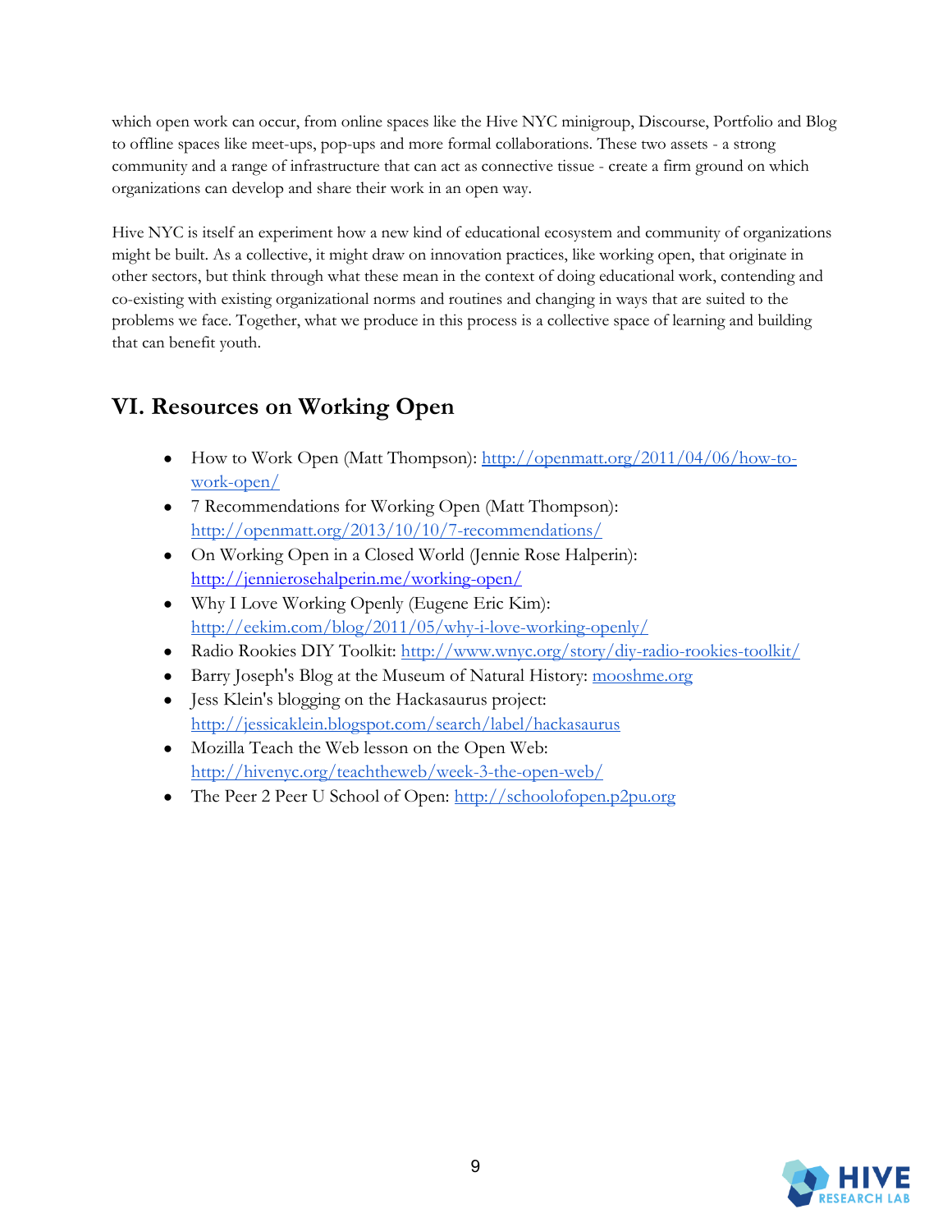which open work can occur, from online spaces like the Hive NYC minigroup, Discourse, Portfolio and Blog to offline spaces like meet-ups, pop-ups and more formal collaborations. These two assets - a strong community and a range of infrastructure that can act as connective tissue - create a firm ground on which organizations can develop and share their work in an open way.

Hive NYC is itself an experiment how a new kind of educational ecosystem and community of organizations might be built. As a collective, it might draw on innovation practices, like working open, that originate in other sectors, but think through what these mean in the context of doing educational work, contending and co-existing with existing organizational norms and routines and changing in ways that are suited to the problems we face. Together, what we produce in this process is a collective space of learning and building that can benefit youth.

## VI. Resources on Working Open

- How to Work Open (Matt Thompson): [http://openmatt.org/2011/04/06/how-to-work-open/](http://openmatt.org/2011/04/06/how-to-work-open/)
- 7 Recommendations for Working Open (Matt Thompson): [http://openmatt.org/2013/10/10/7-recommendations/](http://openmatt.org/2013/10/10/7-recommendations/)
- On Working Open in a Closed World (Jennie Rose Halperin): [http://jennierosehalperin.me/working-open/](http://jennierosehalperin.me/working-open/)
- Why I Love Working Openly (Eugene Eric Kim): [http://eekim.com/blog/2011/05/why-i-love-working-openly/](http://eekim.com/blog/2011/05/why-i-love-working-openly/)
- Radio Rookies DIY Toolkit: [http://www.wnyc.org/story/diy-radio-rookies-toolkit/](http://www.wnyc.org/story/diy-radio-rookies-toolkit/)
- Barry Joseph's Blog at the Museum of Natural History: [mooshme.org](mooshme.org)
- Jess Klein's blogging on the Hackasaurus project: [http://jessicaklein.blogspot.com/search/label/hackasaurus](http://jessicaklein.blogspot.com/search/label/hackasaurus)
- Mozilla Teach the Web lesson on the Open Web: [http://hivenyc.org/teachtheweb/week-3-the-open-web/](http://hivenyc.org/teachtheweb/week-3-the-open-web/)
- The Peer 2 Peer U School of Open: [http://schoolofopen.p2pu.org](http://schoolofopen.p2pu.org)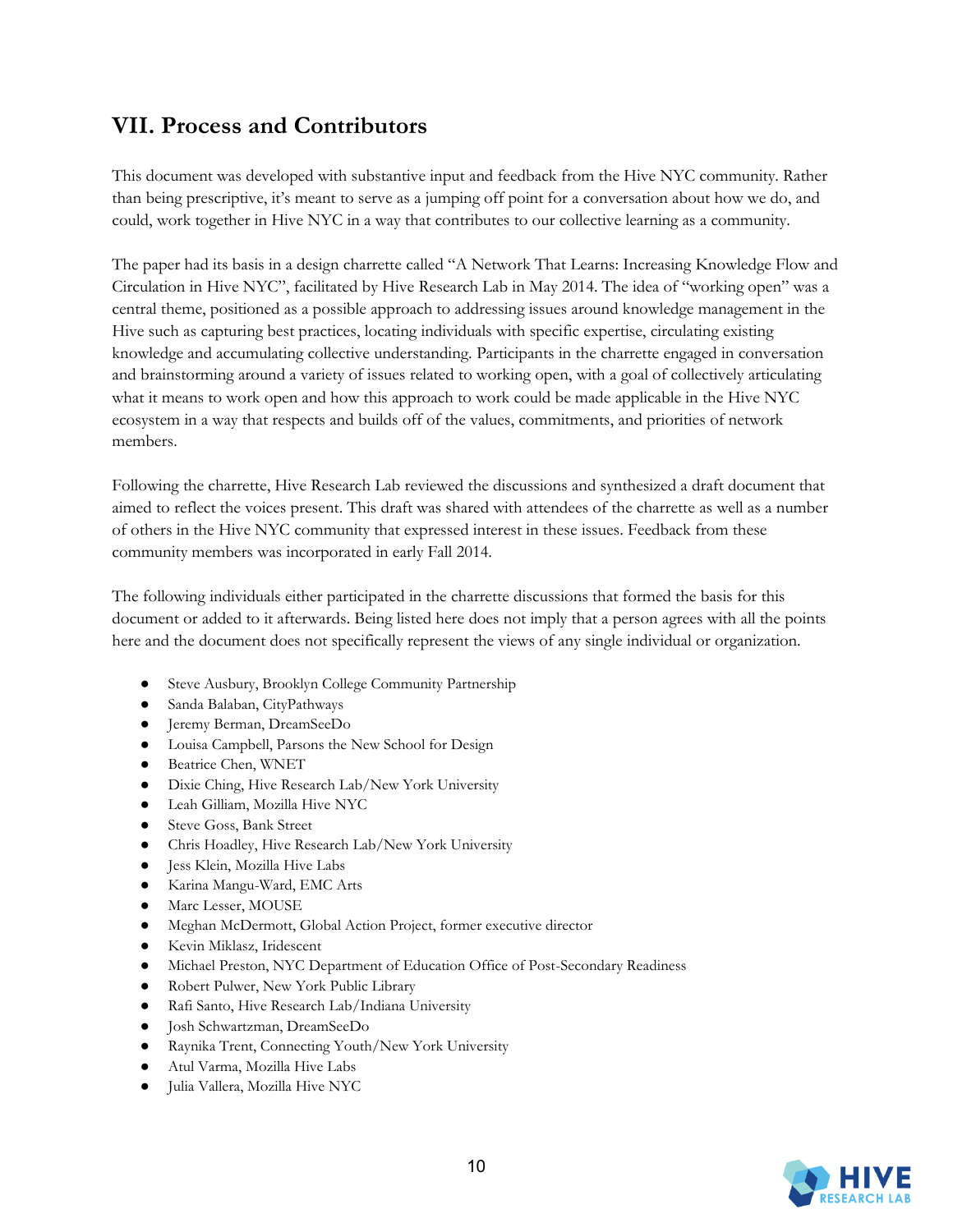## VII. Process and Contributors

This document was developed with substantive input and feedback from the Hive NYC community. Rather than being prescriptive, it's meant to serve as a jumping off point for a conversation about how we do, and could, work together in Hive NYC in a way that contributes to our collective learning as a community.

The paper had its basis in a design charrette called "A Network That Learns: Increasing Knowledge Flow and Circulation in Hive NYC", facilitated by Hive Research Lab in May 2014. The idea of "working open" was a central theme, positioned as a possible approach to addressing issues around knowledge management in the Hive such as capturing best practices, locating individuals with specific expertise, circulating existing knowledge and accumulating collective understanding. Participants in the charrette engaged in conversation and brainstorming around a variety of issues related to working open, with a goal of collectively articulating what it means to work open and how this approach to work could be made applicable in the Hive NYC ecosystem in a way that respects and builds off of the values, commitments, and priorities of network members.

Following the charrette, Hive Research Lab reviewed the discussions and synthesized a draft document that aimed to reflect the voices present. This draft was shared with attendees of the charrette as well as a number of others in the Hive NYC community that expressed interest in these issues. Feedback from these community members was incorporated in early Fall 2014.

The following individuals either participated in the charrette discussions that formed the basis for this document or added to it afterwards. Being listed here does not imply that a person agrees with all the points here and the document does not specifically represent the views of any single individual or organization.

- Steve Ausbury, Brooklyn College Community Partnership
- Sanda Balaban, CityPathways
- Jeremy Berman, DreamSeeDo
- Louisa Campbell, Parsons the New School for Design
- Beatrice Chen, WNET
- Dixie Ching, Hive Research Lab/New York University
- Leah Gilliam, Mozilla Hive NYC
- Steve Goss, Bank Street
- Chris Hoadley, Hive Research Lab/New York University
- Jess Klein, Mozilla Hive Labs
- Karina Mangu-Ward, EMC Arts
- Marc Lesser, MOUSE
- Meghan McDermott, Global Action Project, former executive director
- Kevin Miklasz, Iridescent
- Michael Preston, NYC Department of Education Office of Post-Secondary Readiness
- Robert Pulwer, New York Public Library
- Rafi Santo, Hive Research Lab/Indiana University
- Josh Schwartzman, DreamSeeDo
- Raynika Trent, Connecting Youth/New York University
- Atul Varma, Mozilla Hive Labs
- Julia Vallera, Mozilla Hive NYC